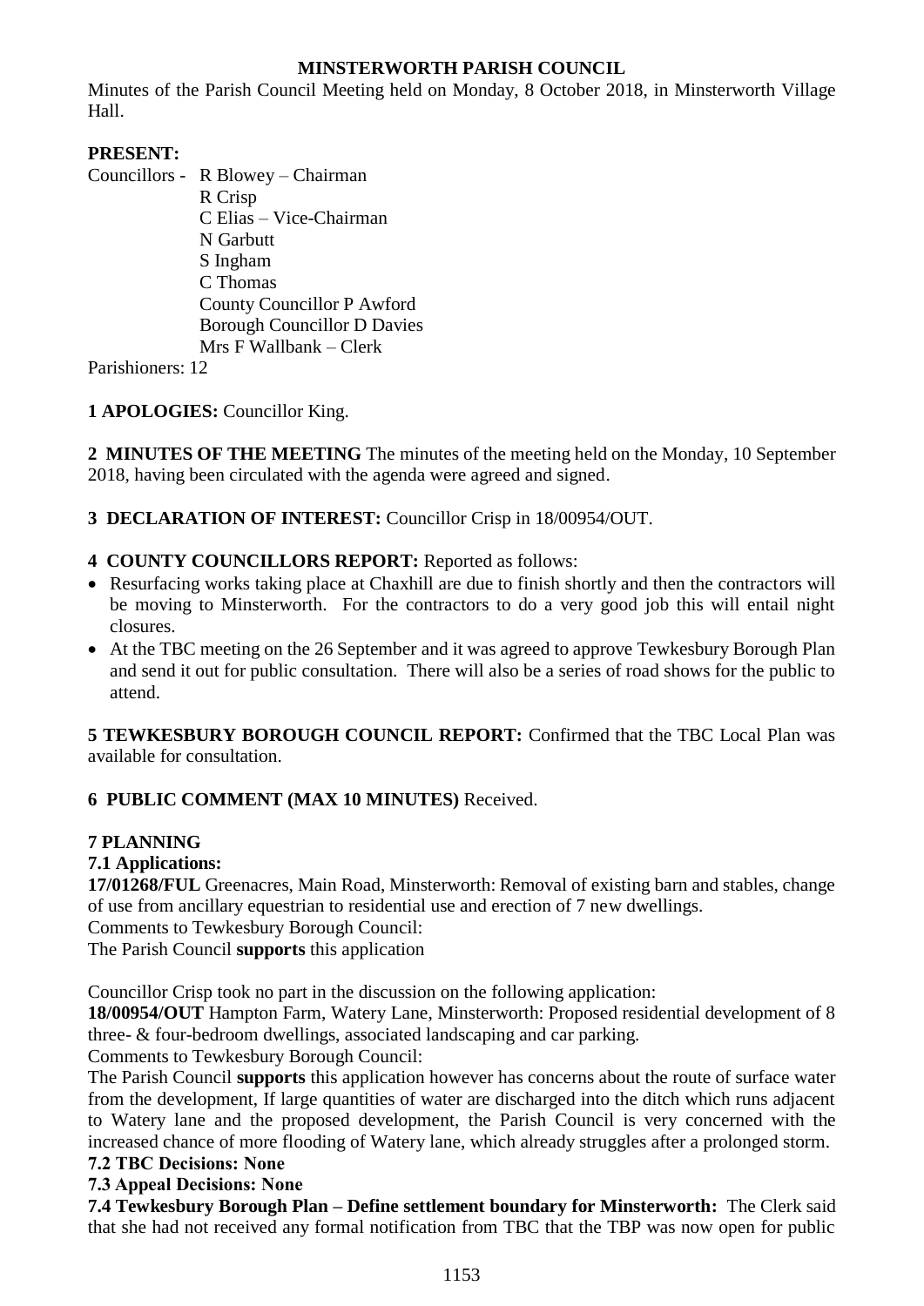# MINSTERWORTH PARISH COUNCIL

Minutes of the Parish Council Meeting held on Monday, 8 October 2018, in Minsterworth Village Hall.

**PRESENT:**

Councillors - R Blowey – Chairman
R Crisp
C Elias – Vice-Chairman
N Garbutt
S Ingham
C Thomas
County Councillor P Awford
Borough Councillor D Davies
Mrs F Wallbank – Clerk

Parishioners: 12

**1 APOLOGIES:** Councillor King.

**2 MINUTES OF THE MEETING** The minutes of the meeting held on the Monday, 10 September 2018, having been circulated with the agenda were agreed and signed.

**3 DECLARATION OF INTEREST:** Councillor Crisp in 18/00954/OUT.

**4 COUNTY COUNCILLORS REPORT:** Reported as follows:

- Resurfacing works taking place at Chaxhill are due to finish shortly and then the contractors will be moving to Minsterworth. For the contractors to do a very good job this will entail night closures.
- At the TBC meeting on the 26 September and it was agreed to approve Tewkesbury Borough Plan and send it out for public consultation. There will also be a series of road shows for the public to attend.

**5 TEWKESBURY BOROUGH COUNCIL REPORT:** Confirmed that the TBC Local Plan was available for consultation.

**6 PUBLIC COMMENT (MAX 10 MINUTES)** Received.

**7 PLANNING**

**7.1 Applications:**

**17/01268/FUL** Greenacres, Main Road, Minsterworth: Removal of existing barn and stables, change of use from ancillary equestrian to residential use and erection of 7 new dwellings.
Comments to Tewkesbury Borough Council:
The Parish Council **supports** this application

Councillor Crisp took no part in the discussion on the following application:

**18/00954/OUT** Hampton Farm, Watery Lane, Minsterworth: Proposed residential development of 8 three- & four-bedroom dwellings, associated landscaping and car parking.
Comments to Tewkesbury Borough Council:
The Parish Council **supports** this application however has concerns about the route of surface water from the development, If large quantities of water are discharged into the ditch which runs adjacent to Watery lane and the proposed development, the Parish Council is very concerned with the increased chance of more flooding of Watery lane, which already struggles after a prolonged storm.

**7.2 TBC Decisions: None**

**7.3 Appeal Decisions: None**

**7.4 Tewkesbury Borough Plan – Define settlement boundary for Minsterworth:** The Clerk said that she had not received any formal notification from TBC that the TBP was now open for public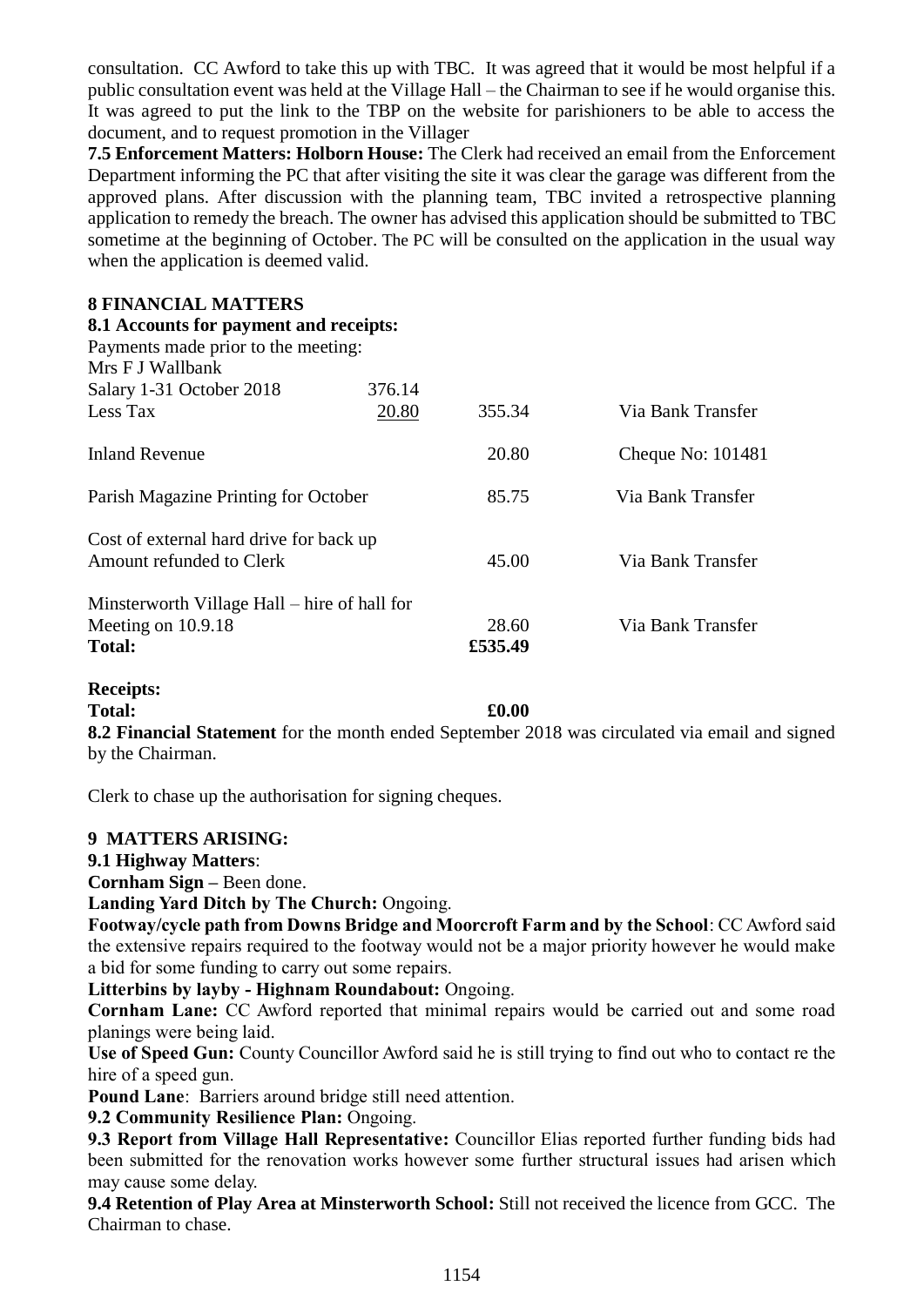consultation. CC Awford to take this up with TBC. It was agreed that it would be most helpful if a public consultation event was held at the Village Hall – the Chairman to see if he would organise this. It was agreed to put the link to the TBP on the website for parishioners to be able to access the document, and to request promotion in the Villager

**7.5 Enforcement Matters: Holborn House:** The Clerk had received an email from the Enforcement Department informing the PC that after visiting the site it was clear the garage was different from the approved plans. After discussion with the planning team, TBC invited a retrospective planning application to remedy the breach. The owner has advised this application should be submitted to TBC sometime at the beginning of October. The PC will be consulted on the application in the usual way when the application is deemed valid.

## 8 FINANCIAL MATTERS

**8.1 Accounts for payment and receipts:**

Payments made prior to the meeting:

| | | | |
|---|---|---|---|
| Mrs F J Wallbank | | | |
| Salary 1-31 October 2018 | 376.14 | | |
| Less Tax | 20.80 | 355.34 | Via Bank Transfer |
| Inland Revenue | | 20.80 | Cheque No: 101481 |
| Parish Magazine Printing for October | | 85.75 | Via Bank Transfer |
| Cost of external hard drive for back up Amount refunded to Clerk | | 45.00 | Via Bank Transfer |
| Minsterworth Village Hall – hire of hall for Meeting on 10.9.18 | | 28.60 | Via Bank Transfer |
| **Total:** | | **£535.49** | |

**Receipts:**

**Total:** **£0.00**

**8.2 Financial Statement** for the month ended September 2018 was circulated via email and signed by the Chairman.

Clerk to chase up the authorisation for signing cheques.

## 9 MATTERS ARISING:

**9.1 Highway Matters**:

**Cornham Sign –** Been done.

**Landing Yard Ditch by The Church:** Ongoing.

**Footway/cycle path from Downs Bridge and Moorcroft Farm and by the School**: CC Awford said the extensive repairs required to the footway would not be a major priority however he would make a bid for some funding to carry out some repairs.

**Litterbins by layby - Highnam Roundabout:** Ongoing.

**Cornham Lane:** CC Awford reported that minimal repairs would be carried out and some road planings were being laid.

**Use of Speed Gun:** County Councillor Awford said he is still trying to find out who to contact re the hire of a speed gun.

**Pound Lane**: Barriers around bridge still need attention.

**9.2 Community Resilience Plan:** Ongoing.

**9.3 Report from Village Hall Representative:** Councillor Elias reported further funding bids had been submitted for the renovation works however some further structural issues had arisen which may cause some delay.

**9.4 Retention of Play Area at Minsterworth School:** Still not received the licence from GCC. The Chairman to chase.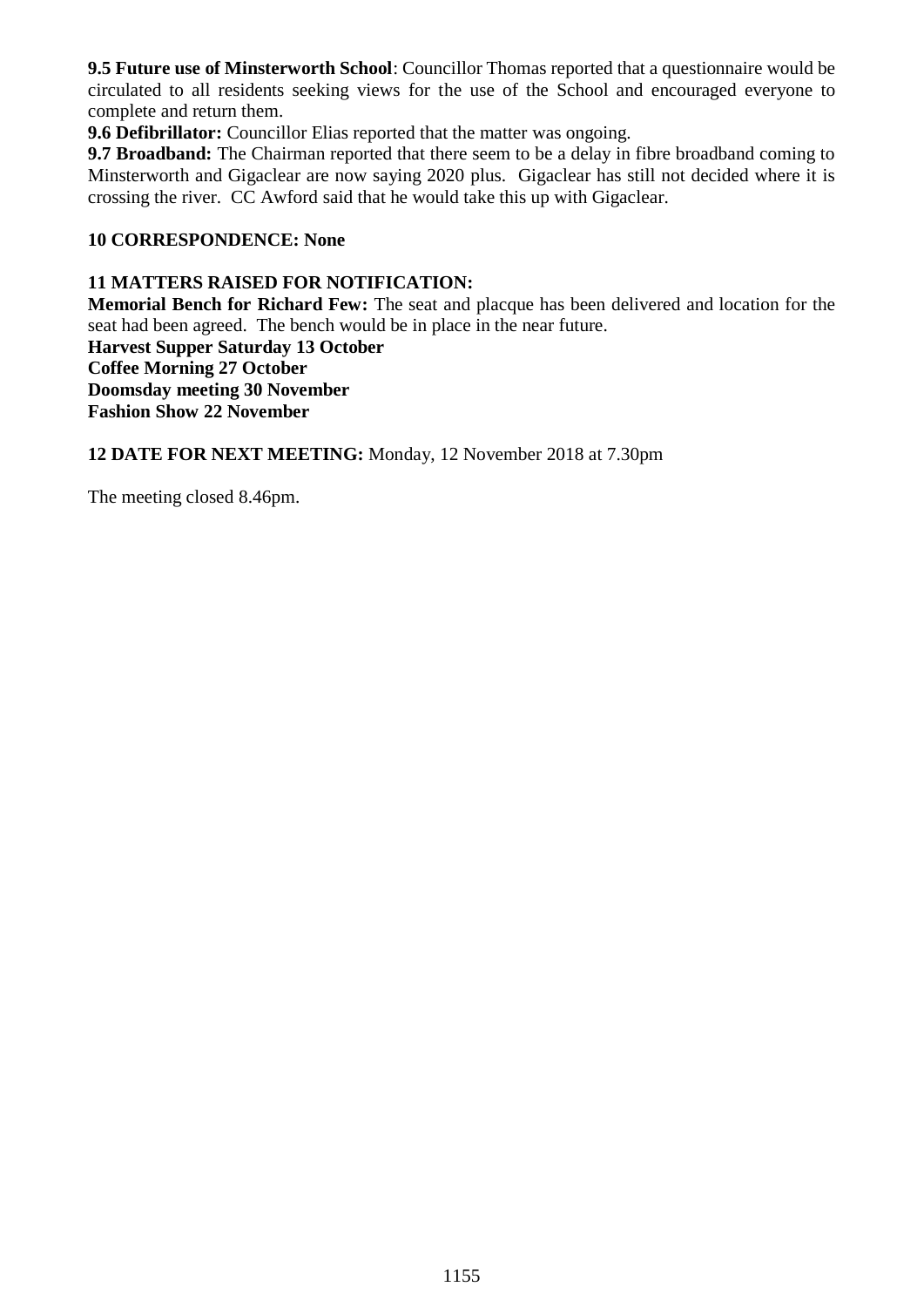**9.5 Future use of Minsterworth School**: Councillor Thomas reported that a questionnaire would be circulated to all residents seeking views for the use of the School and encouraged everyone to complete and return them.

**9.6 Defibrillator:** Councillor Elias reported that the matter was ongoing.

**9.7 Broadband:** The Chairman reported that there seem to be a delay in fibre broadband coming to Minsterworth and Gigaclear are now saying 2020 plus. Gigaclear has still not decided where it is crossing the river. CC Awford said that he would take this up with Gigaclear.

**10 CORRESPONDENCE: None**

**11 MATTERS RAISED FOR NOTIFICATION:**

**Memorial Bench for Richard Few:** The seat and placque has been delivered and location for the seat had been agreed. The bench would be in place in the near future.

**Harvest Supper Saturday 13 October**

**Coffee Morning 27 October**

**Doomsday meeting 30 November**

**Fashion Show 22 November**

**12 DATE FOR NEXT MEETING:** Monday, 12 November 2018 at 7.30pm

The meeting closed 8.46pm.